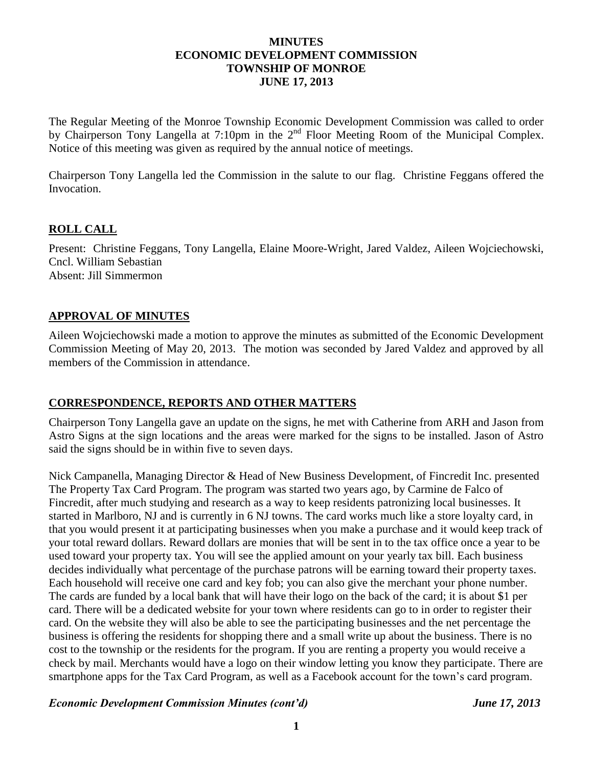# MINUTES
# ECONOMIC DEVELOPMENT COMMISSION
# TOWNSHIP OF MONROE
# JUNE 17, 2013

The Regular Meeting of the Monroe Township Economic Development Commission was called to order by Chairperson Tony Langella at 7:10pm in the 2nd Floor Meeting Room of the Municipal Complex. Notice of this meeting was given as required by the annual notice of meetings.

Chairperson Tony Langella led the Commission in the salute to our flag. Christine Feggans offered the Invocation.

## ROLL CALL

Present: Christine Feggans, Tony Langella, Elaine Moore-Wright, Jared Valdez, Aileen Wojciechowski, Cncl. William Sebastian
Absent: Jill Simmermon

## APPROVAL OF MINUTES

Aileen Wojciechowski made a motion to approve the minutes as submitted of the Economic Development Commission Meeting of May 20, 2013. The motion was seconded by Jared Valdez and approved by all members of the Commission in attendance.

## CORRESPONDENCE, REPORTS AND OTHER MATTERS

Chairperson Tony Langella gave an update on the signs, he met with Catherine from ARH and Jason from Astro Signs at the sign locations and the areas were marked for the signs to be installed. Jason of Astro said the signs should be in within five to seven days.

Nick Campanella, Managing Director & Head of New Business Development, of Fincredit Inc. presented The Property Tax Card Program. The program was started two years ago, by Carmine de Falco of Fincredit, after much studying and research as a way to keep residents patronizing local businesses. It started in Marlboro, NJ and is currently in 6 NJ towns. The card works much like a store loyalty card, in that you would present it at participating businesses when you make a purchase and it would keep track of your total reward dollars. Reward dollars are monies that will be sent in to the tax office once a year to be used toward your property tax. You will see the applied amount on your yearly tax bill. Each business decides individually what percentage of the purchase patrons will be earning toward their property taxes. Each household will receive one card and key fob; you can also give the merchant your phone number. The cards are funded by a local bank that will have their logo on the back of the card; it is about $1 per card. There will be a dedicated website for your town where residents can go to in order to register their card. On the website they will also be able to see the participating businesses and the net percentage the business is offering the residents for shopping there and a small write up about the business. There is no cost to the township or the residents for the program. If you are renting a property you would receive a check by mail. Merchants would have a logo on their window letting you know they participate. There are smartphone apps for the Tax Card Program, as well as a Facebook account for the town's card program.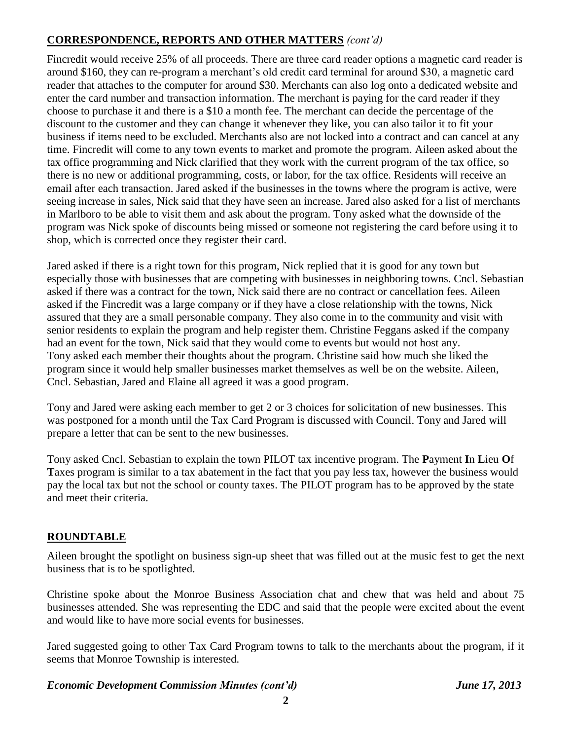## CORRESPONDENCE, REPORTS AND OTHER MATTERS *(cont'd)*

Fincredit would receive 25% of all proceeds. There are three card reader options a magnetic card reader is around \$160, they can re-program a merchant's old credit card terminal for around \$30, a magnetic card reader that attaches to the computer for around \$30. Merchants can also log onto a dedicated website and enter the card number and transaction information. The merchant is paying for the card reader if they choose to purchase it and there is a \$10 a month fee. The merchant can decide the percentage of the discount to the customer and they can change it whenever they like, you can also tailor it to fit your business if items need to be excluded. Merchants also are not locked into a contract and can cancel at any time. Fincredit will come to any town events to market and promote the program. Aileen asked about the tax office programming and Nick clarified that they work with the current program of the tax office, so there is no new or additional programming, costs, or labor, for the tax office. Residents will receive an email after each transaction. Jared asked if the businesses in the towns where the program is active, were seeing increase in sales, Nick said that they have seen an increase. Jared also asked for a list of merchants in Marlboro to be able to visit them and ask about the program. Tony asked what the downside of the program was Nick spoke of discounts being missed or someone not registering the card before using it to shop, which is corrected once they register their card.

Jared asked if there is a right town for this program, Nick replied that it is good for any town but especially those with businesses that are competing with businesses in neighboring towns. Cncl. Sebastian asked if there was a contract for the town, Nick said there are no contract or cancellation fees. Aileen asked if the Fincredit was a large company or if they have a close relationship with the towns, Nick assured that they are a small personable company. They also come in to the community and visit with senior residents to explain the program and help register them. Christine Feggans asked if the company had an event for the town, Nick said that they would come to events but would not host any. Tony asked each member their thoughts about the program. Christine said how much she liked the program since it would help smaller businesses market themselves as well be on the website. Aileen, Cncl. Sebastian, Jared and Elaine all agreed it was a good program.

Tony and Jared were asking each member to get 2 or 3 choices for solicitation of new businesses. This was postponed for a month until the Tax Card Program is discussed with Council. Tony and Jared will prepare a letter that can be sent to the new businesses.

Tony asked Cncl. Sebastian to explain the town PILOT tax incentive program. The **P**ayment **I**n **L**ieu **O**f **T**axes program is similar to a tax abatement in the fact that you pay less tax, however the business would pay the local tax but not the school or county taxes. The PILOT program has to be approved by the state and meet their criteria.

## ROUNDTABLE

Aileen brought the spotlight on business sign-up sheet that was filled out at the music fest to get the next business that is to be spotlighted.

Christine spoke about the Monroe Business Association chat and chew that was held and about 75 businesses attended. She was representing the EDC and said that the people were excited about the event and would like to have more social events for businesses.

Jared suggested going to other Tax Card Program towns to talk to the merchants about the program, if it seems that Monroe Township is interested.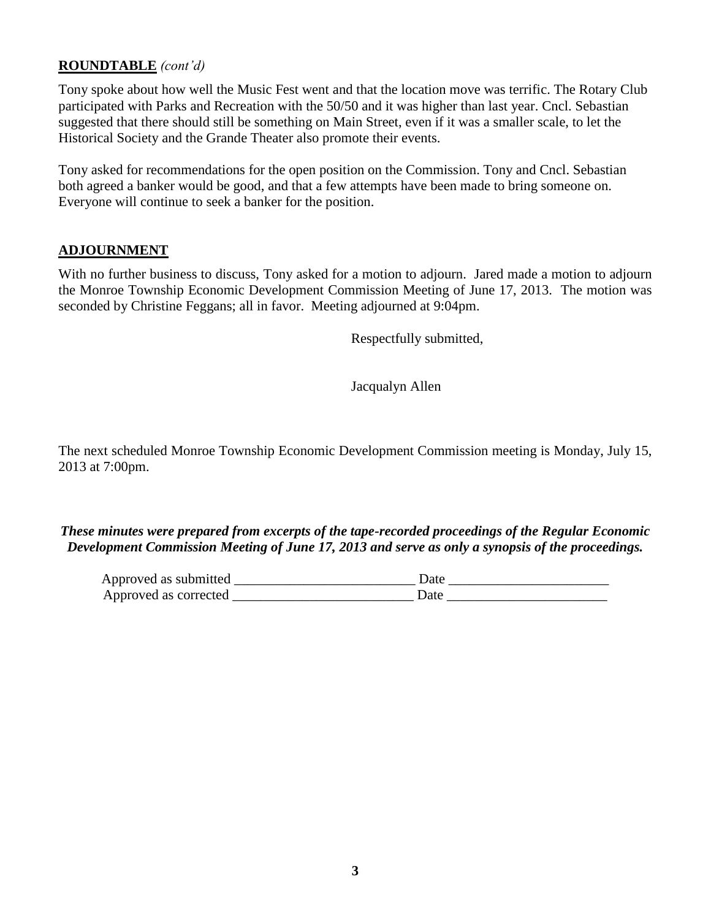**ROUNDTABLE** *(cont'd)*

Tony spoke about how well the Music Fest went and that the location move was terrific. The Rotary Club participated with Parks and Recreation with the 50/50 and it was higher than last year. Cncl. Sebastian suggested that there should still be something on Main Street, even if it was a smaller scale, to let the Historical Society and the Grande Theater also promote their events.

Tony asked for recommendations for the open position on the Commission. Tony and Cncl. Sebastian both agreed a banker would be good, and that a few attempts have been made to bring someone on. Everyone will continue to seek a banker for the position.

**ADJOURNMENT**

With no further business to discuss, Tony asked for a motion to adjourn. Jared made a motion to adjourn the Monroe Township Economic Development Commission Meeting of June 17, 2013. The motion was seconded by Christine Feggans; all in favor. Meeting adjourned at 9:04pm.

Respectfully submitted,

Jacqualyn Allen

The next scheduled Monroe Township Economic Development Commission meeting is Monday, July 15, 2013 at 7:00pm.

***These minutes were prepared from excerpts of the tape-recorded proceedings of the Regular Economic Development Commission Meeting of June 17, 2013 and serve as only a synopsis of the proceedings.***

Approved as submitted __________________________ Date _______________________

Approved as corrected __________________________ Date _______________________